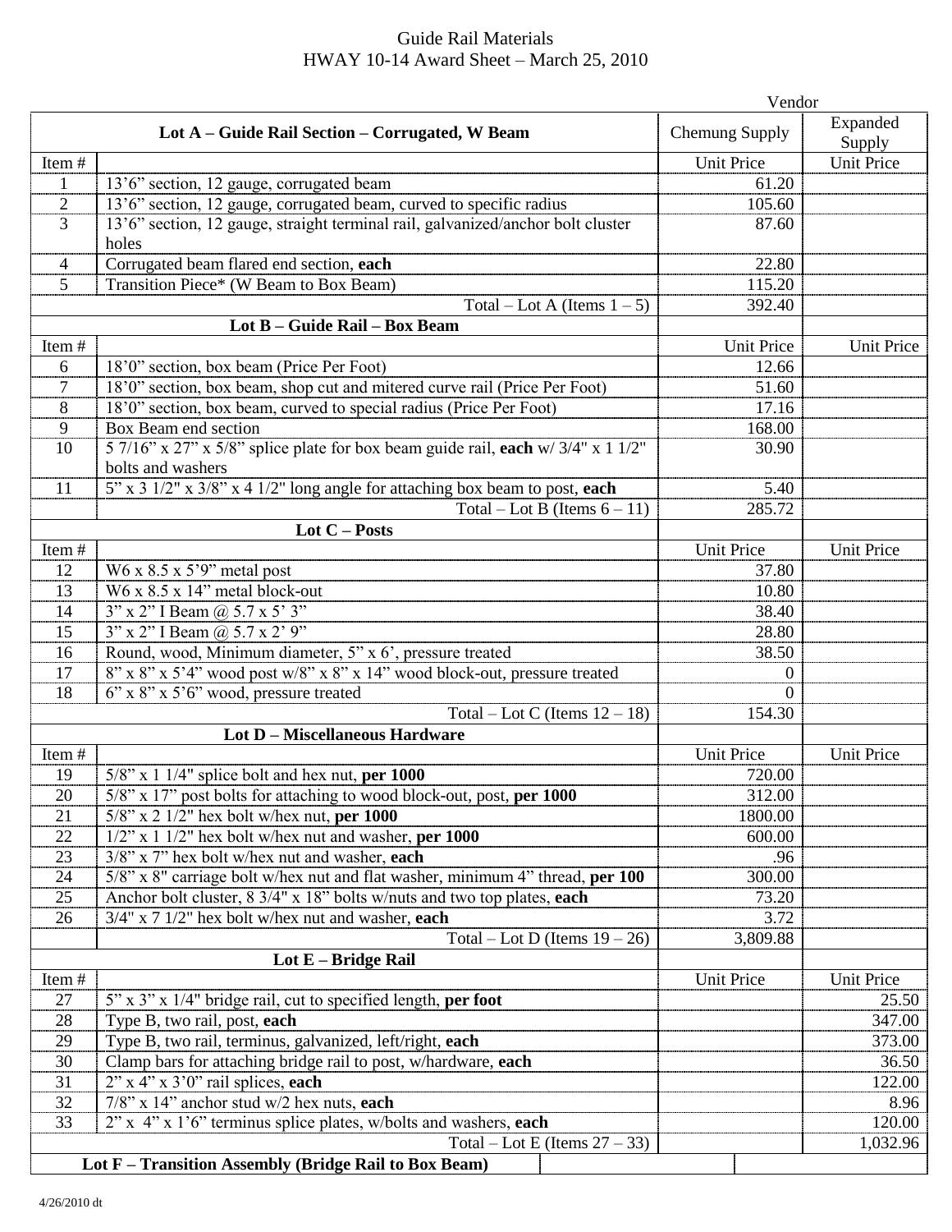# Guide Rail Materials
## HWAY 10-14 Award Sheet – March 25, 2010

| | | Vendor | |
|---|---|---|---|
| **Lot A – Guide Rail Section – Corrugated, W Beam** | | Chemung Supply | Expanded Supply |
| Item # | | Unit Price | Unit Price |
| 1 | 13'6" section, 12 gauge, corrugated beam | 61.20 | |
| 2 | 13'6" section, 12 gauge, corrugated beam, curved to specific radius | 105.60 | |
| 3 | 13'6" section, 12 gauge, straight terminal rail, galvanized/anchor bolt cluster holes | 87.60 | |
| 4 | Corrugated beam flared end section, **each** | 22.80 | |
| 5 | Transition Piece* (W Beam to Box Beam) | 115.20 | |
| | Total – Lot A (Items 1 – 5) | 392.40 | |
| **Lot B – Guide Rail – Box Beam** | | | |
| Item # | | Unit Price | Unit Price |
| 6 | 18'0" section, box beam (Price Per Foot) | 12.66 | |
| 7 | 18'0" section, box beam, shop cut and mitered curve rail (Price Per Foot) | 51.60 | |
| 8 | 18'0" section, box beam, curved to special radius (Price Per Foot) | 17.16 | |
| 9 | Box Beam end section | 168.00 | |
| 10 | 5 7/16" x 27" x 5/8" splice plate for box beam guide rail, **each** w/ 3/4" x 1 1/2" bolts and washers | 30.90 | |
| 11 | 5" x 3 1/2" x 3/8" x 4 1/2" long angle for attaching box beam to post, **each** | 5.40 | |
| | Total – Lot B (Items 6 – 11) | 285.72 | |
| **Lot C – Posts** | | | |
| Item # | | Unit Price | Unit Price |
| 12 | W6 x 8.5 x 5'9" metal post | 37.80 | |
| 13 | W6 x 8.5 x 14" metal block-out | 10.80 | |
| 14 | 3" x 2" I Beam @ 5.7 x 5' 3" | 38.40 | |
| 15 | 3" x 2" I Beam @ 5.7 x 2' 9" | 28.80 | |
| 16 | Round, wood, Minimum diameter, 5" x 6', pressure treated | 38.50 | |
| 17 | 8" x 8" x 5'4" wood post w/8" x 8" x 14" wood block-out, pressure treated | 0 | |
| 18 | 6" x 8" x 5'6" wood, pressure treated | 0 | |
| | Total – Lot C (Items 12 – 18) | 154.30 | |
| **Lot D – Miscellaneous Hardware** | | | |
| Item # | | Unit Price | Unit Price |
| 19 | 5/8" x 1 1/4" splice bolt and hex nut, **per 1000** | 720.00 | |
| 20 | 5/8" x 17" post bolts for attaching to wood block-out, post, **per 1000** | 312.00 | |
| 21 | 5/8" x 2 1/2" hex bolt w/hex nut, **per 1000** | 1800.00 | |
| 22 | 1/2" x 1 1/2" hex bolt w/hex nut and washer, **per 1000** | 600.00 | |
| 23 | 3/8" x 7" hex bolt w/hex nut and washer, **each** | .96 | |
| 24 | 5/8" x 8" carriage bolt w/hex nut and flat washer, minimum 4" thread, **per 100** | 300.00 | |
| 25 | Anchor bolt cluster, 8 3/4" x 18" bolts w/nuts and two top plates, **each** | 73.20 | |
| 26 | 3/4" x 7 1/2" hex bolt w/hex nut and washer, **each** | 3.72 | |
| | Total – Lot D (Items 19 – 26) | 3,809.88 | |
| **Lot E – Bridge Rail** | | | |
| Item # | | Unit Price | Unit Price |
| 27 | 5" x 3" x 1/4" bridge rail, cut to specified length, **per foot** | | 25.50 |
| 28 | Type B, two rail, post, **each** | | 347.00 |
| 29 | Type B, two rail, terminus, galvanized, left/right, **each** | | 373.00 |
| 30 | Clamp bars for attaching bridge rail to post, w/hardware, **each** | | 36.50 |
| 31 | 2" x 4" x 3'0" rail splices, **each** | | 122.00 |
| 32 | 7/8" x 14" anchor stud w/2 hex nuts, **each** | | 8.96 |
| 33 | 2" x 4" x 1'6" terminus splice plates, w/bolts and washers, **each** | | 120.00 |
| | Total – Lot E (Items 27 – 33) | | 1,032.96 |
| **Lot F – Transition Assembly (Bridge Rail to Box Beam)** | | | |

4/26/2010 dt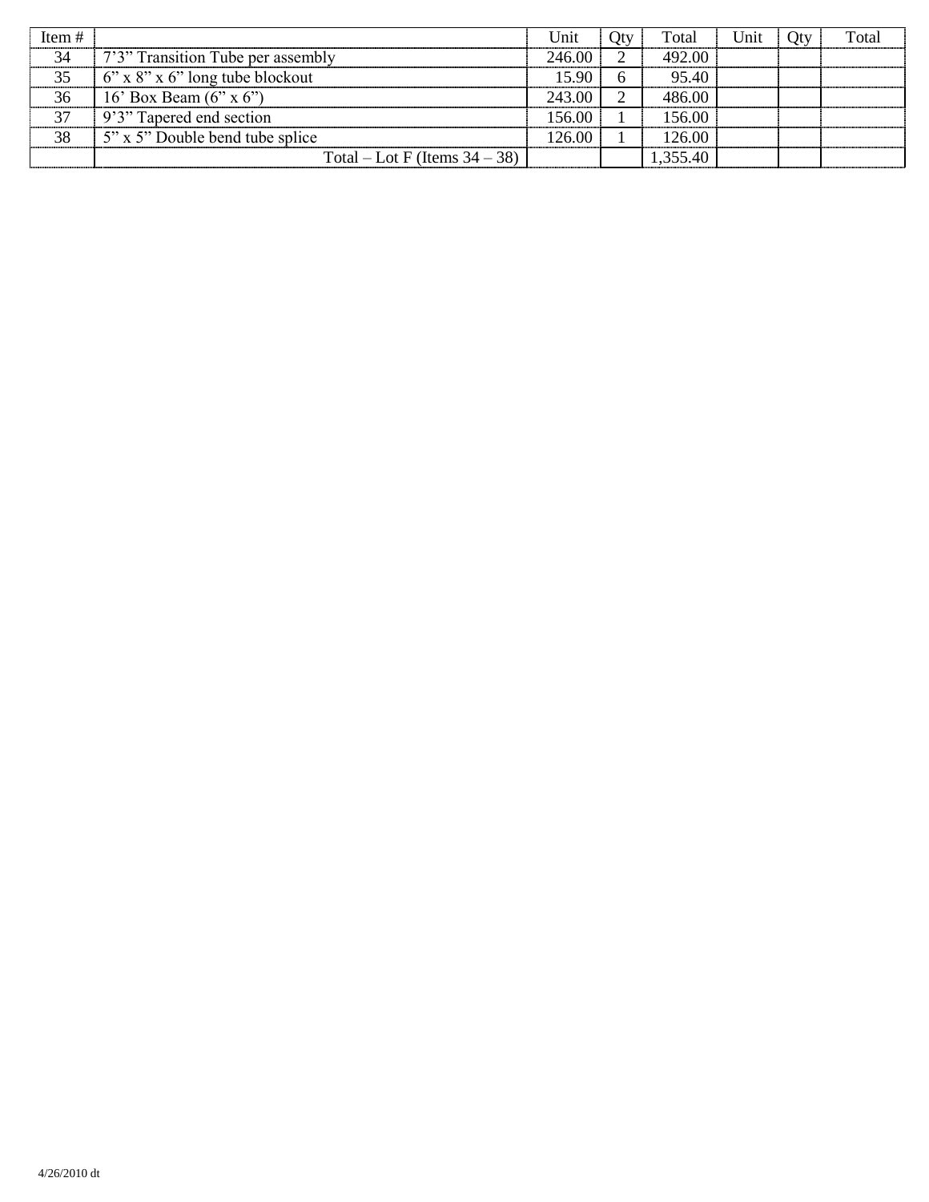| Item # | | Unit | Qty | Total | Unit | Qty | Total |
| --- | --- | --- | --- | --- | --- | --- | --- |
| 34 | 7'3" Transition Tube per assembly | 246.00 | 2 | 492.00 | | | |
| 35 | 6" x 8" x 6" long tube blockout | 15.90 | 6 | 95.40 | | | |
| 36 | 16' Box Beam (6" x 6") | 243.00 | 2 | 486.00 | | | |
| 37 | 9'3" Tapered end section | 156.00 | 1 | 156.00 | | | |
| 38 | 5" x 5" Double bend tube splice | 126.00 | 1 | 126.00 | | | |
| | Total – Lot F (Items 34 – 38) | | | 1,355.40 | | | |

4/26/2010 dt